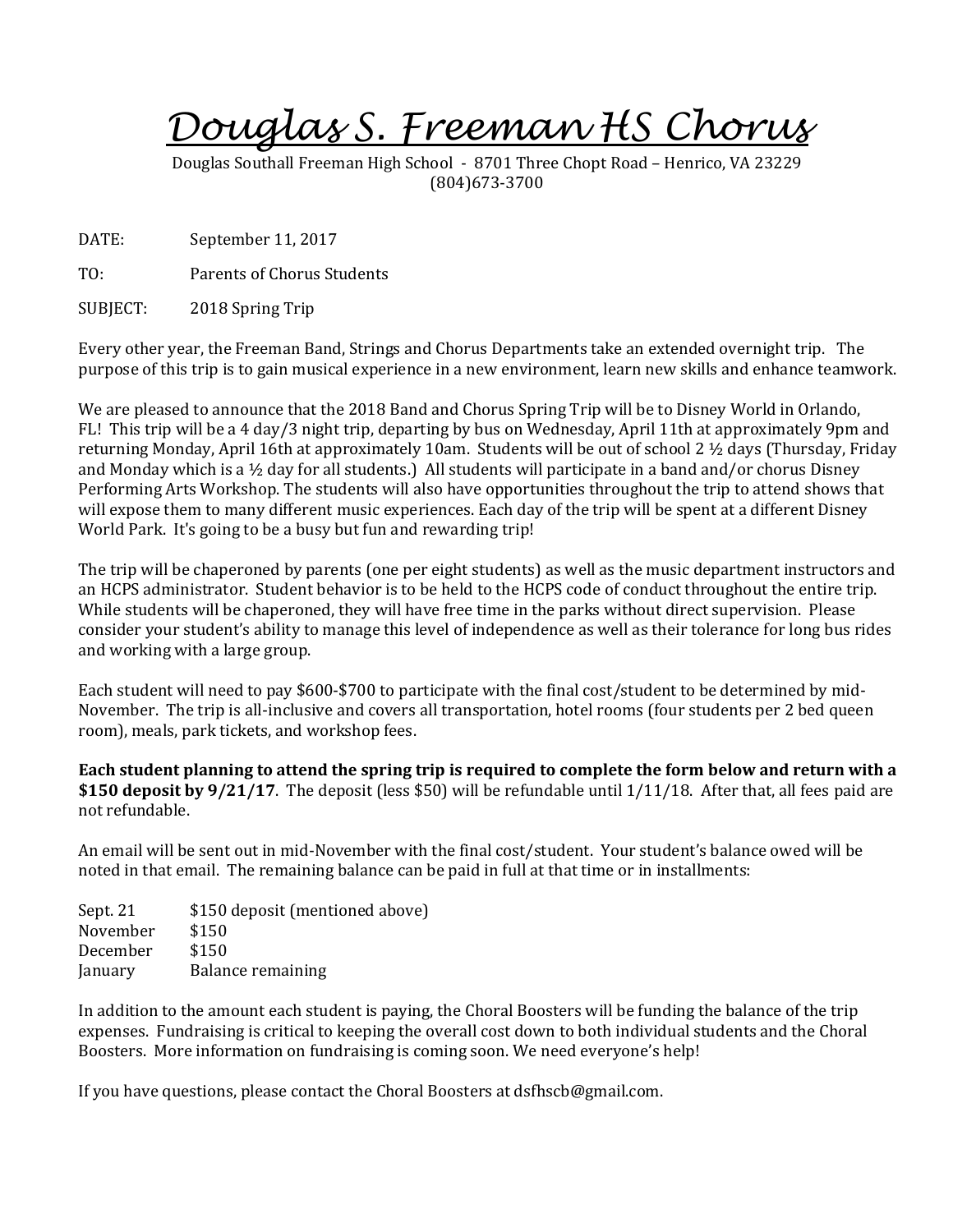# Douglas S. Freeman HS Chorus

Douglas Southall Freeman High School - 8701 Three Chopt Road – Henrico, VA 23229
(804)673-3700

DATE: September 11, 2017

TO: Parents of Chorus Students

SUBJECT: 2018 Spring Trip

Every other year, the Freeman Band, Strings and Chorus Departments take an extended overnight trip. The purpose of this trip is to gain musical experience in a new environment, learn new skills and enhance teamwork.

We are pleased to announce that the 2018 Band and Chorus Spring Trip will be to Disney World in Orlando, FL! This trip will be a 4 day/3 night trip, departing by bus on Wednesday, April 11th at approximately 9pm and returning Monday, April 16th at approximately 10am. Students will be out of school 2 ½ days (Thursday, Friday and Monday which is a ½ day for all students.) All students will participate in a band and/or chorus Disney Performing Arts Workshop. The students will also have opportunities throughout the trip to attend shows that will expose them to many different music experiences. Each day of the trip will be spent at a different Disney World Park. It's going to be a busy but fun and rewarding trip!

The trip will be chaperoned by parents (one per eight students) as well as the music department instructors and an HCPS administrator. Student behavior is to be held to the HCPS code of conduct throughout the entire trip. While students will be chaperoned, they will have free time in the parks without direct supervision. Please consider your student's ability to manage this level of independence as well as their tolerance for long bus rides and working with a large group.

Each student will need to pay $600-$700 to participate with the final cost/student to be determined by mid-November. The trip is all-inclusive and covers all transportation, hotel rooms (four students per 2 bed queen room), meals, park tickets, and workshop fees.

**Each student planning to attend the spring trip is required to complete the form below and return with a $150 deposit by 9/21/17**. The deposit (less $50) will be refundable until 1/11/18. After that, all fees paid are not refundable.

An email will be sent out in mid-November with the final cost/student. Your student's balance owed will be noted in that email. The remaining balance can be paid in full at that time or in installments:

| | |
|---|---|
| Sept. 21 | $150 deposit (mentioned above) |
| November | $150 |
| December | $150 |
| January | Balance remaining |

In addition to the amount each student is paying, the Choral Boosters will be funding the balance of the trip expenses. Fundraising is critical to keeping the overall cost down to both individual students and the Choral Boosters. More information on fundraising is coming soon. We need everyone's help!

If you have questions, please contact the Choral Boosters at dsfhscb@gmail.com.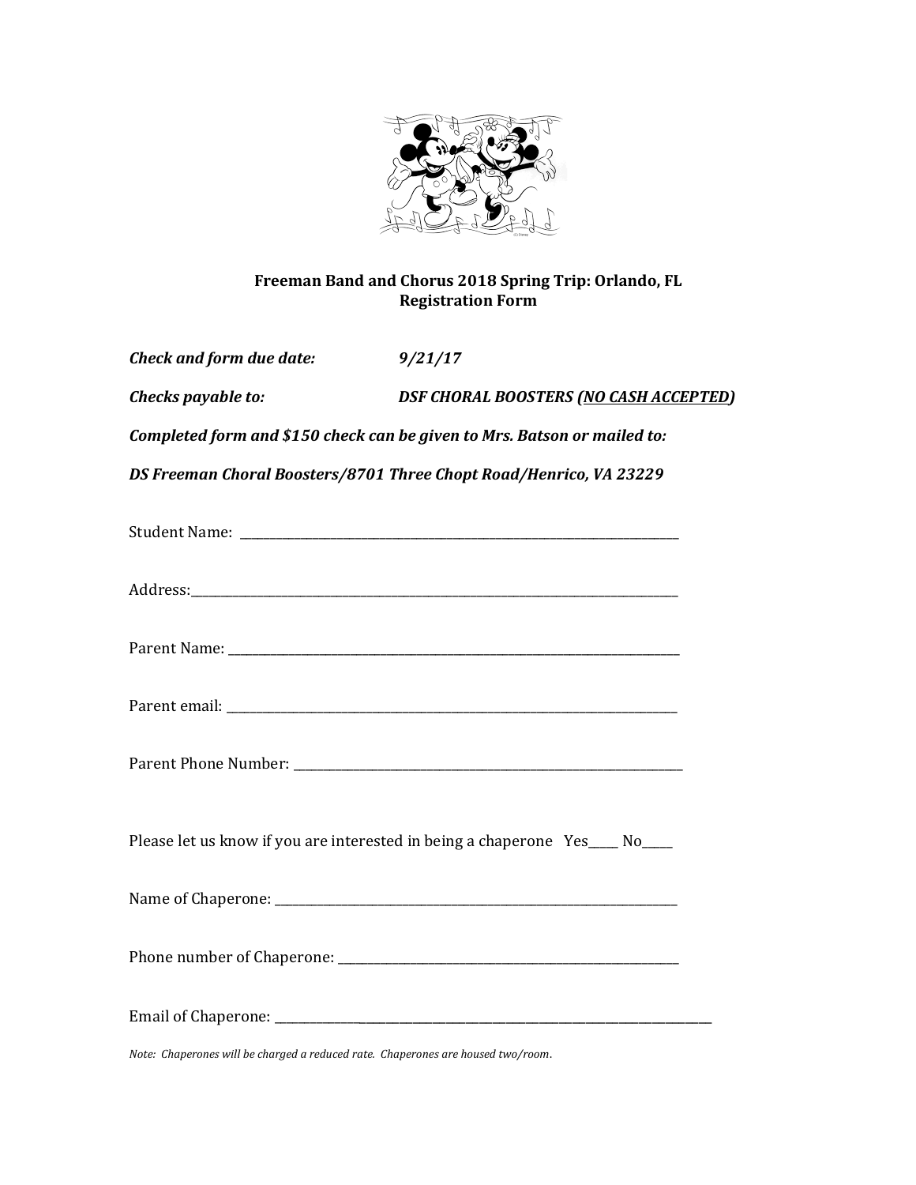**Freeman Band and Chorus 2018 Spring Trip: Orlando, FL**
**Registration Form**

***Check and form due date:*** ***9/21/17***

***Checks payable to:*** ***DSF CHORAL BOOSTERS (<u>NO CASH ACCEPTED</u>)***

***Completed form and $150 check can be given to Mrs. Batson or mailed to:***

***DS Freeman Choral Boosters/8701 Three Chopt Road/Henrico, VA 23229***

Student Name: ___________________________________________________________________________

Address:__________________________________________________________________________________

Parent Name: ____________________________________________________________________________

Parent email: _____________________________________________________________________________

Parent Phone Number: ___________________________________________________________________

Please let us know if you are interested in being a chaperone Yes_____ No_____

Name of Chaperone: ______________________________________________________________________

Phone number of Chaperone: ______________________________________________________________

Email of Chaperone: __________________________________________________________________________

*Note: Chaperones will be charged a reduced rate. Chaperones are housed two/room.*